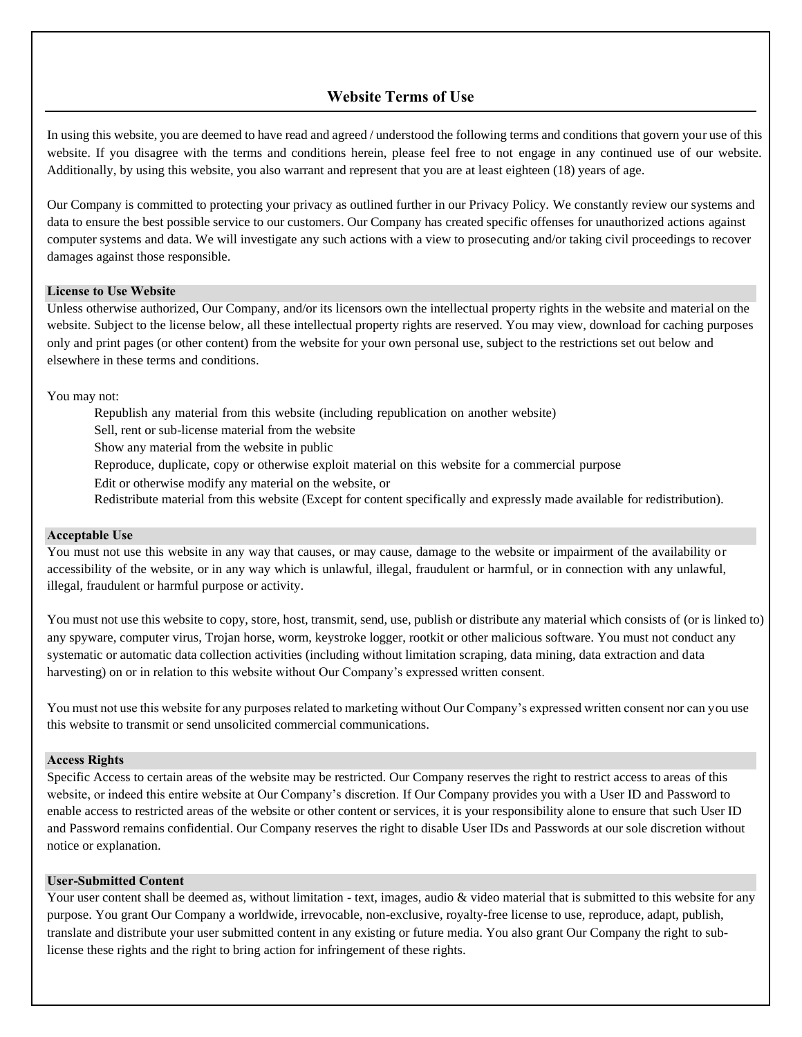# Website Terms of Use

In using this website, you are deemed to have read and agreed / understood the following terms and conditions that govern your use of this website. If you disagree with the terms and conditions herein, please feel free to not engage in any continued use of our website. Additionally, by using this website, you also warrant and represent that you are at least eighteen (18) years of age.

Our Company is committed to protecting your privacy as outlined further in our Privacy Policy. We constantly review our systems and data to ensure the best possible service to our customers. Our Company has created specific offenses for unauthorized actions against computer systems and data. We will investigate any such actions with a view to prosecuting and/or taking civil proceedings to recover damages against those responsible.

## License to Use Website

Unless otherwise authorized, Our Company, and/or its licensors own the intellectual property rights in the website and material on the website. Subject to the license below, all these intellectual property rights are reserved. You may view, download for caching purposes only and print pages (or other content) from the website for your own personal use, subject to the restrictions set out below and elsewhere in these terms and conditions.

You may not:

- Republish any material from this website (including republication on another website)
- Sell, rent or sub-license material from the website
- Show any material from the website in public
- Reproduce, duplicate, copy or otherwise exploit material on this website for a commercial purpose
- Edit or otherwise modify any material on the website, or
- Redistribute material from this website (Except for content specifically and expressly made available for redistribution).

## Acceptable Use

You must not use this website in any way that causes, or may cause, damage to the website or impairment of the availability or accessibility of the website, or in any way which is unlawful, illegal, fraudulent or harmful, or in connection with any unlawful, illegal, fraudulent or harmful purpose or activity.

You must not use this website to copy, store, host, transmit, send, use, publish or distribute any material which consists of (or is linked to) any spyware, computer virus, Trojan horse, worm, keystroke logger, rootkit or other malicious software. You must not conduct any systematic or automatic data collection activities (including without limitation scraping, data mining, data extraction and data harvesting) on or in relation to this website without Our Company's expressed written consent.

You must not use this website for any purposes related to marketing without Our Company's expressed written consent nor can you use this website to transmit or send unsolicited commercial communications.

## Access Rights

Specific Access to certain areas of the website may be restricted. Our Company reserves the right to restrict access to areas of this website, or indeed this entire website at Our Company's discretion. If Our Company provides you with a User ID and Password to enable access to restricted areas of the website or other content or services, it is your responsibility alone to ensure that such User ID and Password remains confidential. Our Company reserves the right to disable User IDs and Passwords at our sole discretion without notice or explanation.

## User-Submitted Content

Your user content shall be deemed as, without limitation - text, images, audio & video material that is submitted to this website for any purpose. You grant Our Company a worldwide, irrevocable, non-exclusive, royalty-free license to use, reproduce, adapt, publish, translate and distribute your user submitted content in any existing or future media. You also grant Our Company the right to sub-license these rights and the right to bring action for infringement of these rights.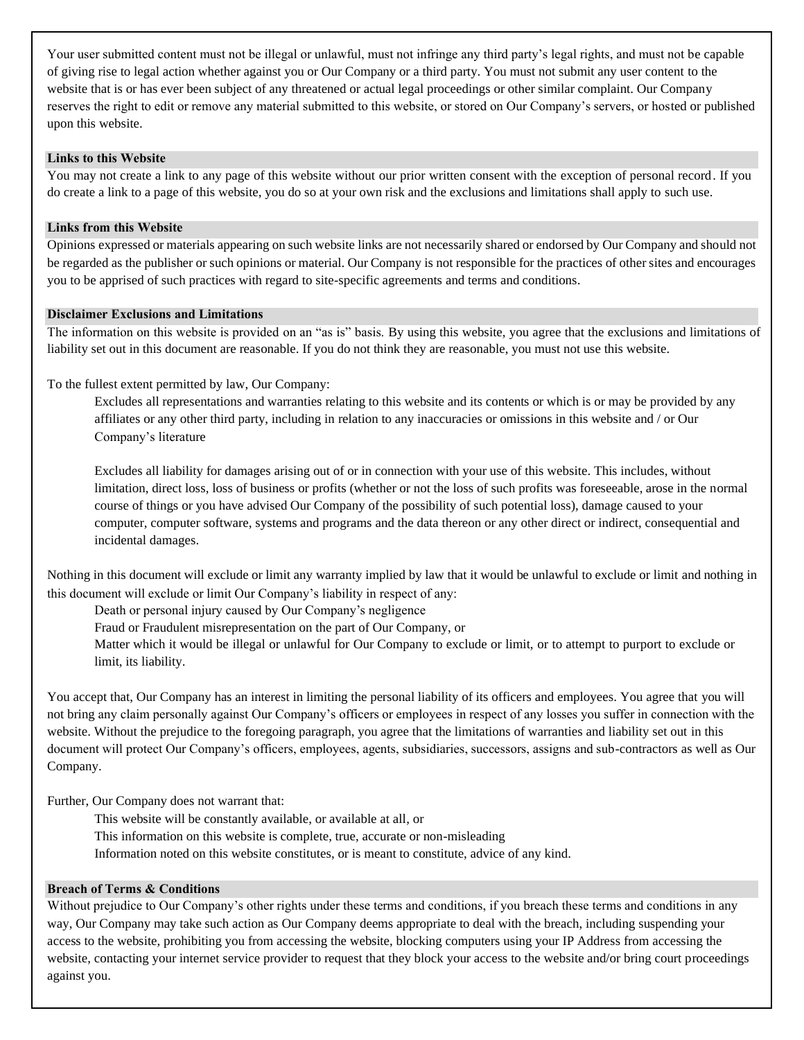Your user submitted content must not be illegal or unlawful, must not infringe any third party's legal rights, and must not be capable of giving rise to legal action whether against you or Our Company or a third party. You must not submit any user content to the website that is or has ever been subject of any threatened or actual legal proceedings or other similar complaint. Our Company reserves the right to edit or remove any material submitted to this website, or stored on Our Company's servers, or hosted or published upon this website.

### Links to this Website

You may not create a link to any page of this website without our prior written consent with the exception of personal record. If you do create a link to a page of this website, you do so at your own risk and the exclusions and limitations shall apply to such use.

### Links from this Website

Opinions expressed or materials appearing on such website links are not necessarily shared or endorsed by Our Company and should not be regarded as the publisher or such opinions or material. Our Company is not responsible for the practices of other sites and encourages you to be apprised of such practices with regard to site-specific agreements and terms and conditions.

### Disclaimer Exclusions and Limitations

The information on this website is provided on an "as is" basis. By using this website, you agree that the exclusions and limitations of liability set out in this document are reasonable. If you do not think they are reasonable, you must not use this website.

To the fullest extent permitted by law, Our Company:

- Excludes all representations and warranties relating to this website and its contents or which is or may be provided by any affiliates or any other third party, including in relation to any inaccuracies or omissions in this website and / or Our Company's literature

- Excludes all liability for damages arising out of or in connection with your use of this website. This includes, without limitation, direct loss, loss of business or profits (whether or not the loss of such profits was foreseeable, arose in the normal course of things or you have advised Our Company of the possibility of such potential loss), damage caused to your computer, computer software, systems and programs and the data thereon or any other direct or indirect, consequential and incidental damages.

Nothing in this document will exclude or limit any warranty implied by law that it would be unlawful to exclude or limit and nothing in this document will exclude or limit Our Company's liability in respect of any:

- Death or personal injury caused by Our Company's negligence
- Fraud or Fraudulent misrepresentation on the part of Our Company, or
- Matter which it would be illegal or unlawful for Our Company to exclude or limit, or to attempt to purport to exclude or limit, its liability.

You accept that, Our Company has an interest in limiting the personal liability of its officers and employees. You agree that you will not bring any claim personally against Our Company's officers or employees in respect of any losses you suffer in connection with the website. Without the prejudice to the foregoing paragraph, you agree that the limitations of warranties and liability set out in this document will protect Our Company's officers, employees, agents, subsidiaries, successors, assigns and sub-contractors as well as Our Company.

Further, Our Company does not warrant that:

- This website will be constantly available, or available at all, or
- This information on this website is complete, true, accurate or non-misleading
- Information noted on this website constitutes, or is meant to constitute, advice of any kind.

### Breach of Terms & Conditions

Without prejudice to Our Company's other rights under these terms and conditions, if you breach these terms and conditions in any way, Our Company may take such action as Our Company deems appropriate to deal with the breach, including suspending your access to the website, prohibiting you from accessing the website, blocking computers using your IP Address from accessing the website, contacting your internet service provider to request that they block your access to the website and/or bring court proceedings against you.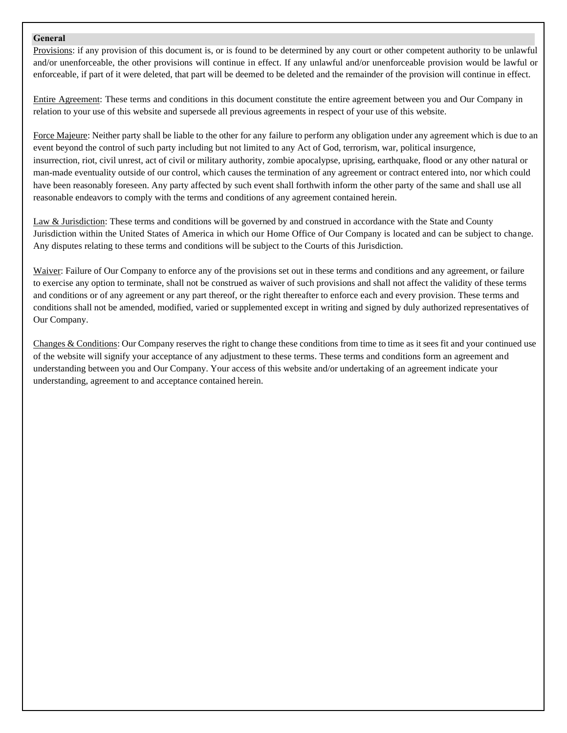## General

Provisions: if any provision of this document is, or is found to be determined by any court or other competent authority to be unlawful and/or unenforceable, the other provisions will continue in effect. If any unlawful and/or unenforceable provision would be lawful or enforceable, if part of it were deleted, that part will be deemed to be deleted and the remainder of the provision will continue in effect.

Entire Agreement: These terms and conditions in this document constitute the entire agreement between you and Our Company in relation to your use of this website and supersede all previous agreements in respect of your use of this website.

Force Majeure: Neither party shall be liable to the other for any failure to perform any obligation under any agreement which is due to an event beyond the control of such party including but not limited to any Act of God, terrorism, war, political insurgence, insurrection, riot, civil unrest, act of civil or military authority, zombie apocalypse, uprising, earthquake, flood or any other natural or man-made eventuality outside of our control, which causes the termination of any agreement or contract entered into, nor which could have been reasonably foreseen. Any party affected by such event shall forthwith inform the other party of the same and shall use all reasonable endeavors to comply with the terms and conditions of any agreement contained herein.

Law & Jurisdiction: These terms and conditions will be governed by and construed in accordance with the State and County Jurisdiction within the United States of America in which our Home Office of Our Company is located and can be subject to change. Any disputes relating to these terms and conditions will be subject to the Courts of this Jurisdiction.

Waiver: Failure of Our Company to enforce any of the provisions set out in these terms and conditions and any agreement, or failure to exercise any option to terminate, shall not be construed as waiver of such provisions and shall not affect the validity of these terms and conditions or of any agreement or any part thereof, or the right thereafter to enforce each and every provision. These terms and conditions shall not be amended, modified, varied or supplemented except in writing and signed by duly authorized representatives of Our Company.

Changes & Conditions: Our Company reserves the right to change these conditions from time to time as it sees fit and your continued use of the website will signify your acceptance of any adjustment to these terms. These terms and conditions form an agreement and understanding between you and Our Company. Your access of this website and/or undertaking of an agreement indicate your understanding, agreement to and acceptance contained herein.